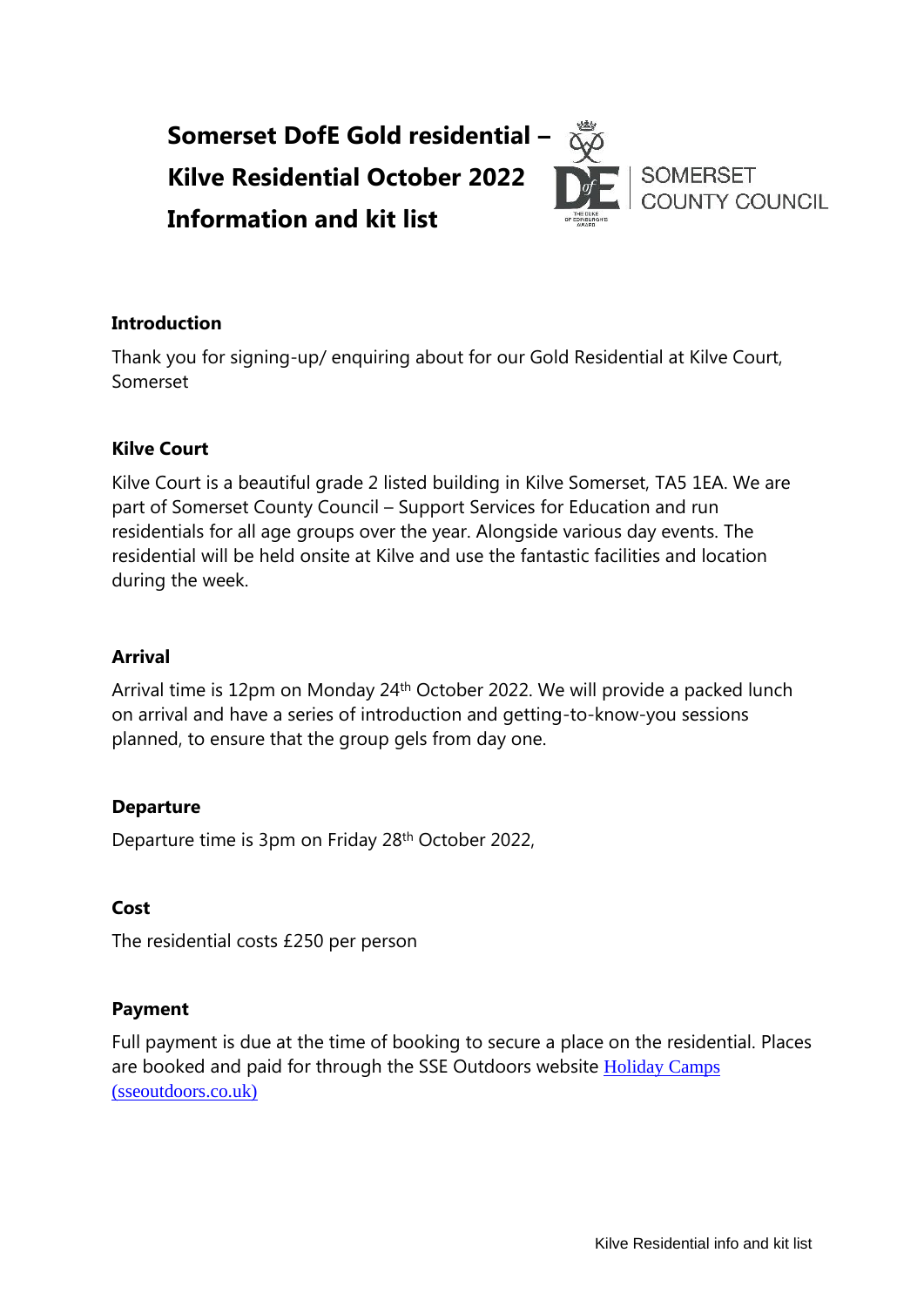# Somerset DofE Gold residential – Kilve Residential October 2022 Information and kit list

SOMERSET COUNTY COUNCIL

**Introduction**

Thank you for signing-up/ enquiring about for our Gold Residential at Kilve Court, Somerset

**Kilve Court**

Kilve Court is a beautiful grade 2 listed building in Kilve Somerset, TA5 1EA. We are part of Somerset County Council – Support Services for Education and run residentials for all age groups over the year. Alongside various day events. The residential will be held onsite at Kilve and use the fantastic facilities and location during the week.

**Arrival**

Arrival time is 12pm on Monday 24th October 2022. We will provide a packed lunch on arrival and have a series of introduction and getting-to-know-you sessions planned, to ensure that the group gels from day one.

**Departure**

Departure time is 3pm on Friday 28th October 2022,

**Cost**

The residential costs £250 per person

**Payment**

Full payment is due at the time of booking to secure a place on the residential. Places are booked and paid for through the SSE Outdoors website Holiday Camps (sseoutdoors.co.uk)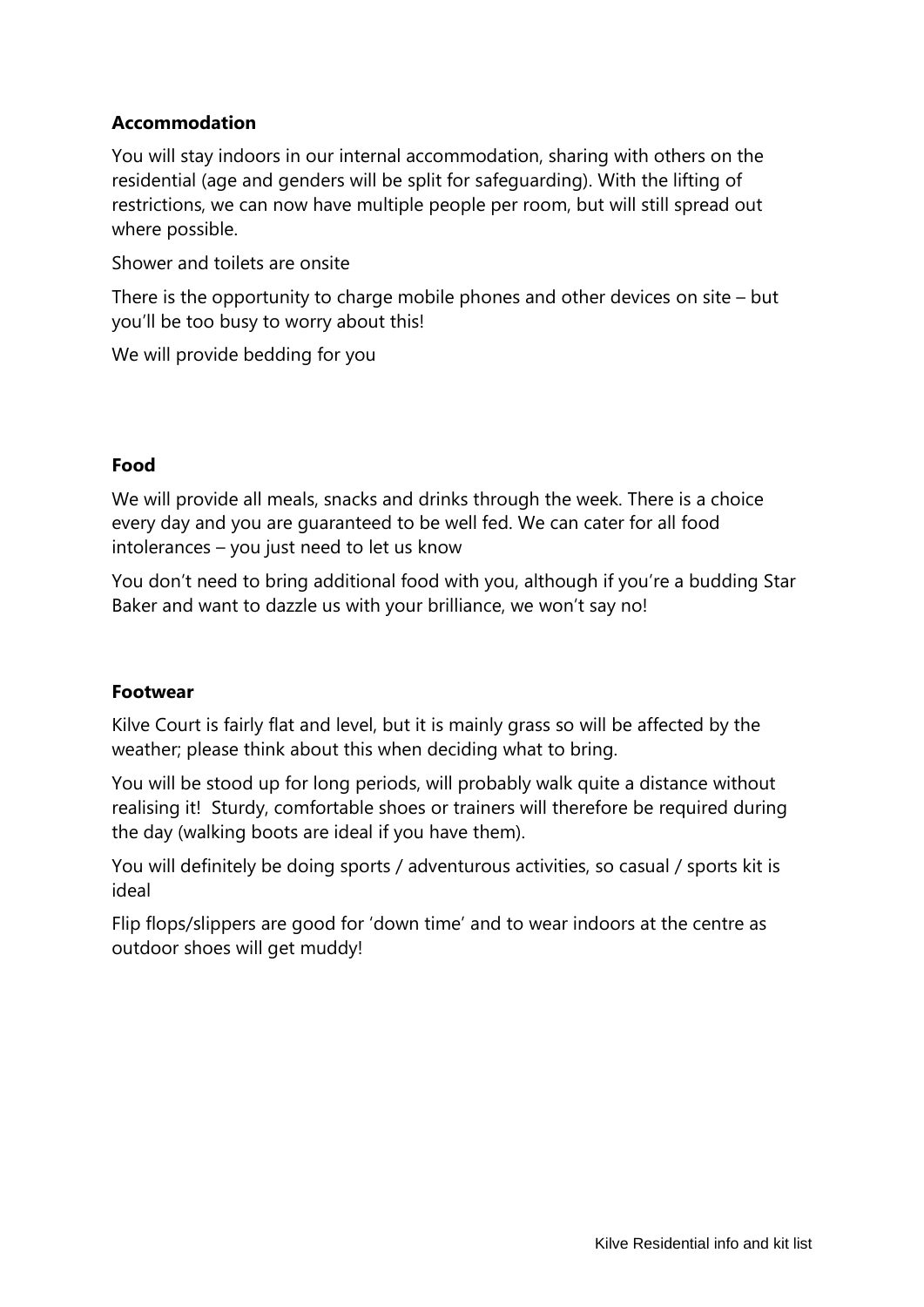**Accommodation**

You will stay indoors in our internal accommodation, sharing with others on the residential (age and genders will be split for safeguarding). With the lifting of restrictions, we can now have multiple people per room, but will still spread out where possible.

Shower and toilets are onsite

There is the opportunity to charge mobile phones and other devices on site – but you'll be too busy to worry about this!

We will provide bedding for you

**Food**

We will provide all meals, snacks and drinks through the week. There is a choice every day and you are guaranteed to be well fed. We can cater for all food intolerances – you just need to let us know

You don't need to bring additional food with you, although if you're a budding Star Baker and want to dazzle us with your brilliance, we won't say no!

**Footwear**

Kilve Court is fairly flat and level, but it is mainly grass so will be affected by the weather; please think about this when deciding what to bring.

You will be stood up for long periods, will probably walk quite a distance without realising it!  Sturdy, comfortable shoes or trainers will therefore be required during the day (walking boots are ideal if you have them).

You will definitely be doing sports / adventurous activities, so casual / sports kit is ideal

Flip flops/slippers are good for 'down time' and to wear indoors at the centre as outdoor shoes will get muddy!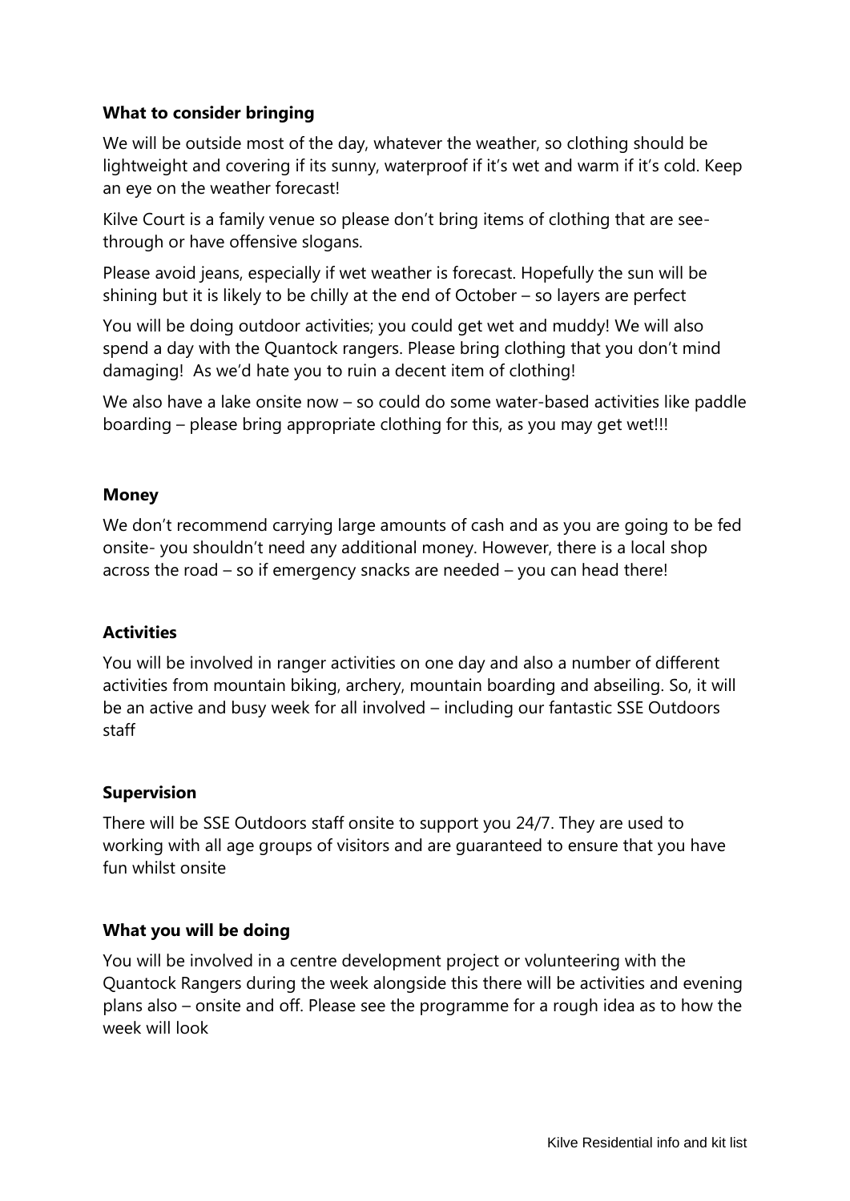### What to consider bringing

We will be outside most of the day, whatever the weather, so clothing should be lightweight and covering if its sunny, waterproof if it's wet and warm if it's cold. Keep an eye on the weather forecast!

Kilve Court is a family venue so please don't bring items of clothing that are see-through or have offensive slogans.

Please avoid jeans, especially if wet weather is forecast. Hopefully the sun will be shining but it is likely to be chilly at the end of October – so layers are perfect

You will be doing outdoor activities; you could get wet and muddy! We will also spend a day with the Quantock rangers. Please bring clothing that you don't mind damaging! As we'd hate you to ruin a decent item of clothing!

We also have a lake onsite now – so could do some water-based activities like paddle boarding – please bring appropriate clothing for this, as you may get wet!!!

### Money

We don't recommend carrying large amounts of cash and as you are going to be fed onsite- you shouldn't need any additional money. However, there is a local shop across the road – so if emergency snacks are needed – you can head there!

### Activities

You will be involved in ranger activities on one day and also a number of different activities from mountain biking, archery, mountain boarding and abseiling. So, it will be an active and busy week for all involved – including our fantastic SSE Outdoors staff

### Supervision

There will be SSE Outdoors staff onsite to support you 24/7. They are used to working with all age groups of visitors and are guaranteed to ensure that you have fun whilst onsite

### What you will be doing

You will be involved in a centre development project or volunteering with the Quantock Rangers during the week alongside this there will be activities and evening plans also – onsite and off. Please see the programme for a rough idea as to how the week will look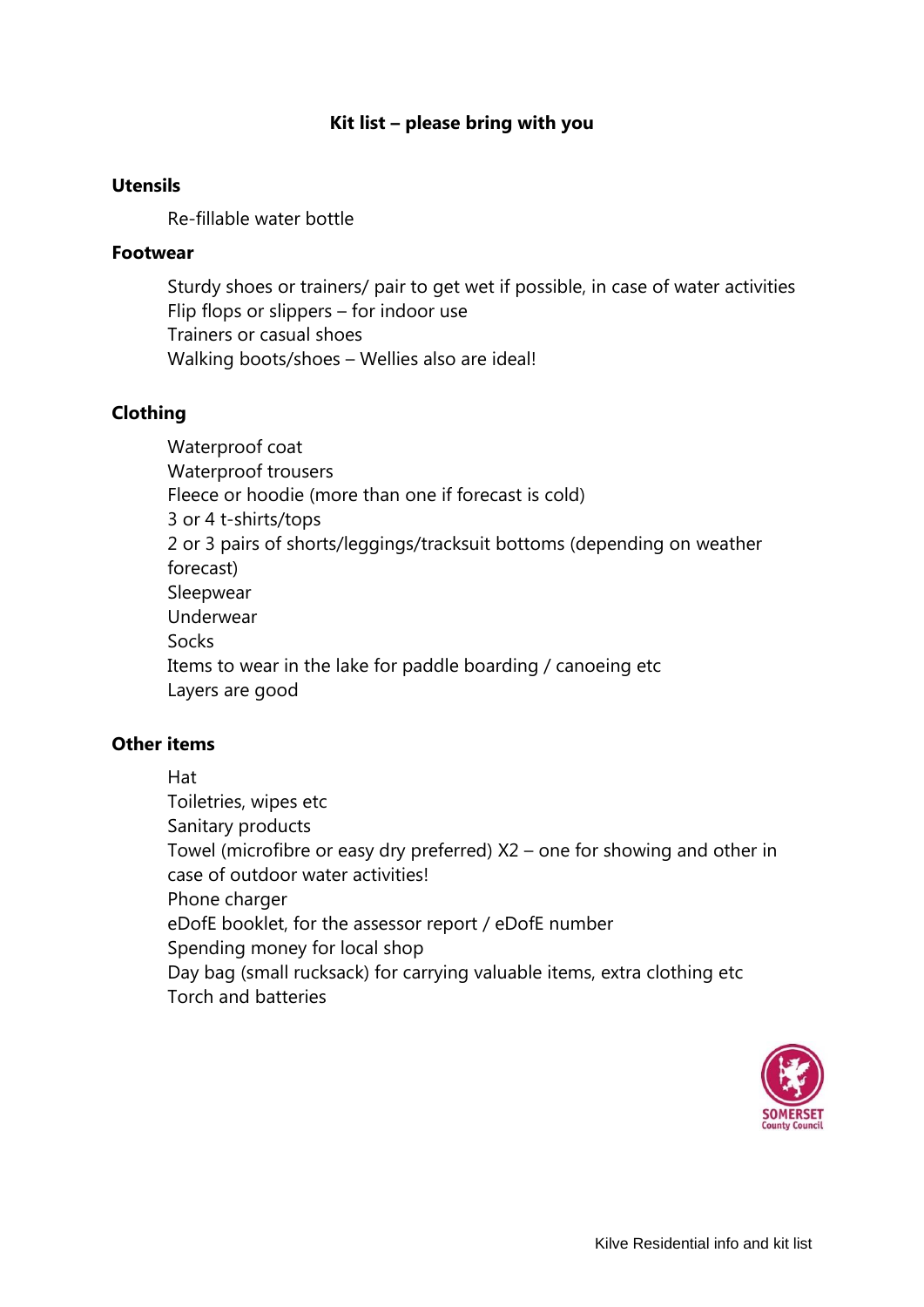## Kit list – please bring with you

### Utensils

Re-fillable water bottle

### Footwear

Sturdy shoes or trainers/ pair to get wet if possible, in case of water activities
Flip flops or slippers – for indoor use
Trainers or casual shoes
Walking boots/shoes – Wellies also are ideal!

### Clothing

Waterproof coat
Waterproof trousers
Fleece or hoodie (more than one if forecast is cold)
3 or 4 t-shirts/tops
2 or 3 pairs of shorts/leggings/tracksuit bottoms (depending on weather forecast)
Sleepwear
Underwear
Socks
Items to wear in the lake for paddle boarding / canoeing etc
Layers are good

### Other items

Hat
Toiletries, wipes etc
Sanitary products
Towel (microfibre or easy dry preferred) X2 – one for showing and other in case of outdoor water activities!
Phone charger
eDofE booklet, for the assessor report / eDofE number
Spending money for local shop
Day bag (small rucksack) for carrying valuable items, extra clothing etc
Torch and batteries

SOMERSET
County Council